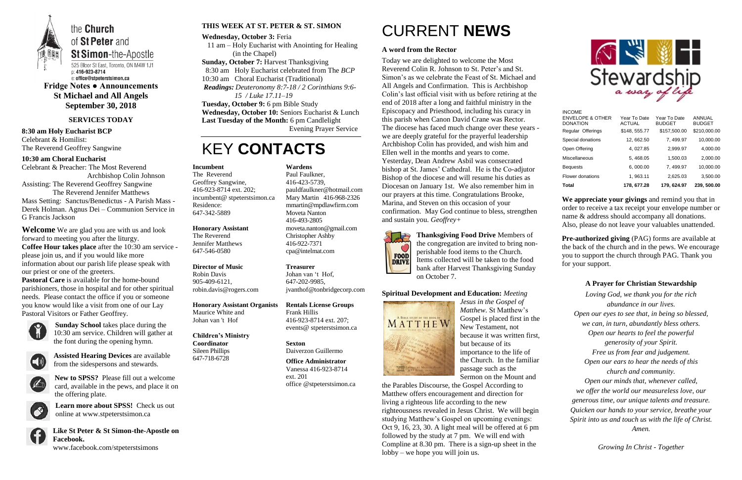the **Church** of **St Peter** and **St Simon**-the-Apostle
525 Bloor St East, Toronto, ON M4W 1J1
p: 416-923-8714
e: office@stpeterstsimon.ca

**Fridge Notes ● Announcements**
**St Michael and All Angels**
**September 30, 2018**

## SERVICES TODAY

**8:30 am Holy Eucharist BCP**
Celebrant & Homilist:
The Reverend Geoffrey Sangwine

**10:30 am Choral Eucharist**
Celebrant & Preacher: The Most Reverend Archbishop Colin Johnson
Assisting: The Reverend Geoffrey Sangwine
The Reverend Jennifer Matthews
Mass Setting: Sanctus/Benedictus - A Parish Mass - Derek Holman. Agnus Dei – Communion Service in G Francis Jackson

**Welcome** We are glad you are with us and look forward to meeting you after the liturgy.
**Coffee Hour takes place** after the 10:30 am service - please join us, and if you would like more information about our parish life please speak with our priest or one of the greeters.
**Pastoral Care** is available for the home-bound parishioners, those in hospital and for other spiritual needs. Please contact the office if you or someone you know would like a visit from one of our Lay Pastoral Visitors or Father Geoffrey.

**Sunday School** takes place during the 10:30 am service. Children will gather at the font during the opening hymn.

**Assisted Hearing Devices** are available from the sidespersons and stewards.

**New to SPSS?** Please fill out a welcome card, available in the pews, and place it on the offering plate.

**Learn more about SPSS!** Check us out online at www.stpeterstsimon.ca

**Like St Peter & St Simon-the-Apostle on Facebook.**
www.facebook.com/stpeterstsimons

## THIS WEEK AT ST. PETER & ST. SIMON

**Wednesday, October 3:** Feria
11 am – Holy Eucharist with Anointing for Healing (in the Chapel)
**Sunday, October 7:** Harvest Thanksgiving
8:30 am Holy Eucharist celebrated from The *BCP*
10:30 am Choral Eucharist (Traditional)
*Readings: Deuteronomy 8:7-18 / 2 Corinthians 9:6-15 / Luke 17.11–19*
**Tuesday, October 9:** 6 pm Bible Study
**Wednesday, October 10:** Seniors Eucharist & Lunch
**Last Tuesday of the Month:** 6 pm Candlelight Evening Prayer Service

# KEY **CONTACTS**

**Incumbent**
The Reverend Geoffrey Sangwine,
416-923-8714 ext. 202;
incumbent@ stpeterstsimon.ca
Residence:
647-342-5889

**Honorary Assistant**
The Reverend Jennifer Matthews
647-546-0580

**Director of Music**
Robin Davis
905-409-6121,
robin.davis@rogers.com

**Honorary Assistant Organists**
Maurice White and Johan van 't Hof

**Children's Ministry Coordinator**
Sileen Phillips
647-718-6728

**Wardens**
Paul Faulkner,
416-423-5739,
pauldfaulkner@hotmail.com
Mary Martin 416-968-2326
mmartin@mpdlawfirm.com
Moveta Nanton
416-493-2805
moveta.nanton@gmail.com
Christopher Ashby
416-922-7371
cpa@intelmat.com

**Treasurer**
Johan van 't Hof,
647-202-9985,
jvanthof@tonbridgecorp.com

**Rentals License Groups**
Frank Hillis
416-923-8714 ext. 207;
events@ stpeterstsimon.ca

**Sexton**
Daiverzon Guillermo

**Office Administrator**
Vanessa 416-923-8714 ext. 201
office @stpeterstsimon.ca

# CURRENT **NEWS**

### A word from the Rector

Today we are delighted to welcome the Most Reverend Colin R. Johnson to St. Peter's and St. Simon's as we celebrate the Feast of St. Michael and All Angels and Confirmation. This is Archbishop Colin's last official visit with us before retiring at the end of 2018 after a long and faithful ministry in the Episcopacy and Priesthood, including his curacy in this parish when Canon David Crane was Rector. The diocese has faced much change over these years - we are deeply grateful for the prayerful leadership Archbishop Colin has provided, and wish him and Ellen well in the months and years to come. Yesterday, Dean Andrew Asbil was consecrated bishop at St. James' Cathedral. He is the Co-adjutor Bishop of the diocese and will resume his duties as Diocesan on January 1st. We also remember him in our prayers at this time. Congratulations Brooke, Marina, and Steven on this occasion of your confirmation. May God continue to bless, strengthen and sustain you. *Geoffrey+*

**Thanksgiving Food Drive** Members of the congregation are invited to bring non-perishable food items to the Church. Items collected will be taken to the food bank after Harvest Thanksgiving Sunday on October 7.

**Spiritual Development and Education:** *Meeting Jesus in the Gospel of Matthew*. St Matthew's Gospel is placed first in the New Testament, not because it was written first, but because of its importance to the life of the Church. In the familiar passage such as the Sermon on the Mount and the Parables Discourse, the Gospel According to Matthew offers encouragement and direction for living a righteous life according to the new righteousness revealed in Jesus Christ. We will begin studying Matthew's Gospel on upcoming evenings: Oct 9, 16, 23, 30. A light meal will be offered at 6 pm followed by the study at 7 pm. We will end with Compline at 8.30 pm. There is a sign-up sheet in the lobby – we hope you will join us.

Stewardship *a way of life*

| INCOME ENVELOPE & OTHER DONATION | Year To Date ACTUAL | Year To Date BUDGET | ANNUAL BUDGET |
|---|---|---|---|
| Regular Offerings | $148, 555.77 | $157,500.00 | $210,000.00 |
| Special donations | 12, 662.50 | 7, 499.97 | 10,000.00 |
| Open Offering | 4, 027.85 | 2,999.97 | 4,000.00 |
| Miscellaneous | 5, 468.05 | 1,500.03 | 2,000.00 |
| Bequests | 6, 000.00 | 7, 499.97 | 10,000.00 |
| Flower donations | 1, 963.11 | 2,625.03 | 3,500.00 |
| **Total** | **178, 677.28** | **179, 624.97** | **239, 500.00** |

**We appreciate your givings** and remind you that in order to receive a tax receipt your envelope number or name & address should accompany all donations. Also, please do not leave your valuables unattended.

**Pre-authorized giving** (PAG) forms are available at the back of the church and in the pews. We encourage you to support the church through PAG. Thank you for your support.

### A Prayer for Christian Stewardship

*Loving God, we thank you for the rich abundance in our lives.*
*Open our eyes to see that, in being so blessed, we can, in turn, abundantly bless others.*
*Open our hearts to feel the powerful generosity of your Spirit.*
*Free us from fear and judgement.*
*Open our ears to hear the needs of this church and community.*
*Open our minds that, whenever called, we offer the world our measureless love, our generous time, our unique talents and treasure.*
*Quicken our hands to your service, breathe your Spirit into us and touch us with the life of Christ.*
*Amen.*

*Growing In Christ - Together*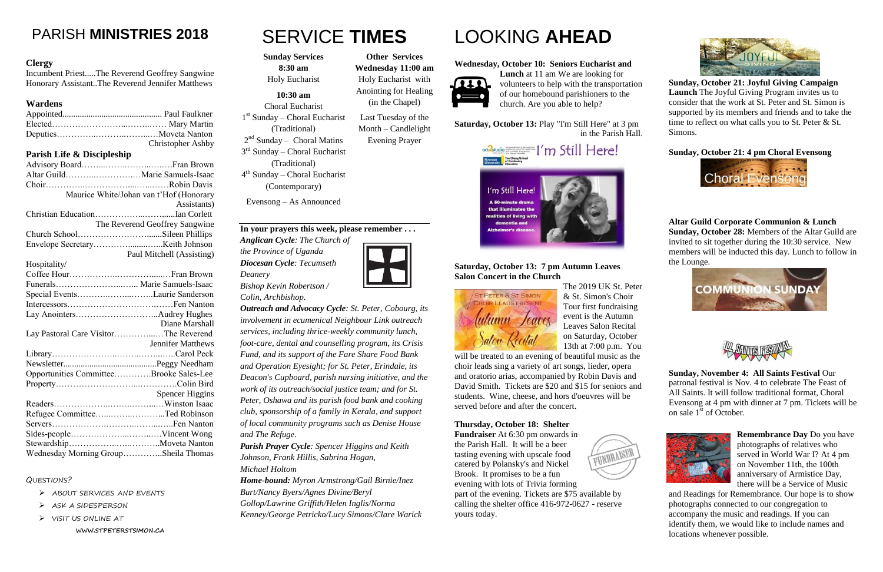# PARISH **MINISTRIES 2018**

### Clergy

Incumbent Priest.....The Reverend Geoffrey Sangwine
Honorary Assistant..The Reverend Jennifer Matthews

### Wardens

Appointed.............................................. Paul Faulkner
Elected………………………...……..…… Mary Martin
Deputies…………..………..……...…Moveta Nanton
Christopher Ashby

### Parish Life & Discipleship

Advisory Board……...……..……...…….Fran Brown
Altar Guild………..…….……….Marie Samuels-Isaac
Choir…………..…………...…...……Robin Davis
Maurice White/Johan van t'Hof (Honorary Assistants)
Christian Education……………...……......Ian Corlett
The Reverend Geoffrey Sangwine
Church School…………………….......Sileen Phillips
Envelope Secretary………….........…...Keith Johnson
Paul Mitchell (Assisting)
Hospitality/
Coffee Hour……………..………......…Fran Brown
Funerals…………………..…..... Marie Samuels-Isaac
Special Events………..……...……..Laurie Sanderson
Intercessors………………………….……Fen Nanton
Lay Anointers………………………...Audrey Hughes
Diane Marshall
Lay Pastoral Care Visitor……………...….The Reverend
Jennifer Matthews
Library…………………..…….…….....…..Carol Peck
Newsletter..........................................Peggy Needham
Opportunities Committee………….Brooke Sales-Lee
Property………………………...…………Colin Bird
Spencer Higgins
Readers………………..……..……...…Winston Isaac
Refugee Committee…....……..………...Ted Robinson
Servers……………………..………..…..Fen Nanton
Sides-people……………...……...….Vincent Wong
Stewardship……………..…..……..Moveta Nanton
Wednesday Morning Group…………..Sheila Thomas

*Questions?*

- About services and events
- Ask a sidesperson
- Visit us online at
  www.stpeterstsimon.ca

# SERVICE **TIMES**

**Sunday Services**
**8:30 am**
Holy Eucharist

**10:30 am**
Choral Eucharist
1st Sunday – Choral Eucharist (Traditional)
2nd Sunday – Choral Matins
3rd Sunday – Choral Eucharist (Traditional)
4th Sunday – Choral Eucharist (Contemporary)

Evensong – As Announced

**Other Services**
**Wednesday 11:00 am**
Holy Eucharist with Anointing for Healing (in the Chapel)

Last Tuesday of the Month – Candlelight Evening Prayer

**In your prayers this week, please remember . . .**

***Anglican Cycle**: The Church of the Province of Uganda*

***Diocesan Cycle**: Tecumseth Deanery*
*Bishop Kevin Robertson / Colin, Archbishop.*

***Outreach and Advocacy Cycle**: St. Peter, Cobourg, its involvement in ecumenical Neighbour Link outreach services, including thrice-weekly community lunch, foot-care, dental and counselling program, its Crisis Fund, and its support of the Fare Share Food Bank and Operation Eyesight; for St. Peter, Erindale, its Deacon's Cupboard, parish nursing initiative, and the work of its outreach/social justice team; and for St. Peter, Oshawa and its parish food bank and cooking club, sponsorship of a family in Kerala, and support of local community programs such as Denise House and The Refuge.*

***Parish Prayer Cycle**: Spencer Higgins and Keith Johnson, Frank Hillis, Sabrina Hogan, Michael Holtom*

***Home-bound**: Myron Armstrong/Gail Birnie/Inez Burt/Nancy Byers/Agnes Divine/Beryl Gollop/Lawrine Griffith/Helen Inglis/Norma Kenney/George Petricko/Lucy Simons/Clare Warick*

# LOOKING **AHEAD**

**Wednesday, October 10: Seniors Eucharist and Lunch** at 11 am We are looking for volunteers to help with the transportation of our homebound parishioners to the church. Are you able to help?

**Saturday, October 13:** Play "I'm Still Here" at 3 pm in the Parish Hall.

I'm Still Here!
A 60-minute drama that illuminates the realities of living with dementia and Alzheimer's disease.

**Saturday, October 13: 7 pm Autumn Leaves Salon Concert in the Church**

St Peter & St Simon Choir Leads Present Autumn Leaves Salon Recital

The 2019 UK St. Peter & St. Simon's Choir Tour first fundraising event is the Autumn Leaves Salon Recital on Saturday, October 13th at 7:00 p.m. You will be treated to an evening of beautiful music as the choir leads sing a variety of art songs, lieder, opera and oratorio arias, accompanied by Robin Davis and David Smith. Tickets are $20 and $15 for seniors and students. Wine, cheese, and hors d'oeuvres will be served before and after the concert.

**Thursday, October 18: Shelter Fundraiser** At 6:30 pm onwards in the Parish Hall. It will be a beer tasting evening with upscale food catered by Polansky's and Nickel Brook. It promises to be a fun evening with lots of Trivia forming part of the evening. Tickets are $75 available by calling the shelter office 416-972-0627 - reserve yours today.

**Sunday, October 21: Joyful Giving Campaign Launch** The Joyful Giving Program invites us to consider that the work at St. Peter and St. Simon is supported by its members and friends and to take the time to reflect on what calls you to St. Peter & St. Simons.

**Sunday, October 21: 4 pm Choral Evensong**

**Altar Guild Corporate Communion & Lunch**
**Sunday, October 28:** Members of the Altar Guild are invited to sit together during the 10:30 service. New members will be inducted this day. Lunch to follow in the Lounge.

**Sunday, November 4: All Saints Festival** Our patronal festival is Nov. 4 to celebrate The Feast of All Saints. It will follow traditional format, Choral Evensong at 4 pm with dinner at 7 pm. Tickets will be on sale 1st of October.

**Remembrance Day** Do you have photographs of relatives who served in World War I? At 4 pm on November 11th, the 100th anniversary of Armistice Day, there will be a Service of Music and Readings for Remembrance. Our hope is to show photographs connected to our congregation to accompany the music and readings. If you can identify them, we would like to include names and locations whenever possible.